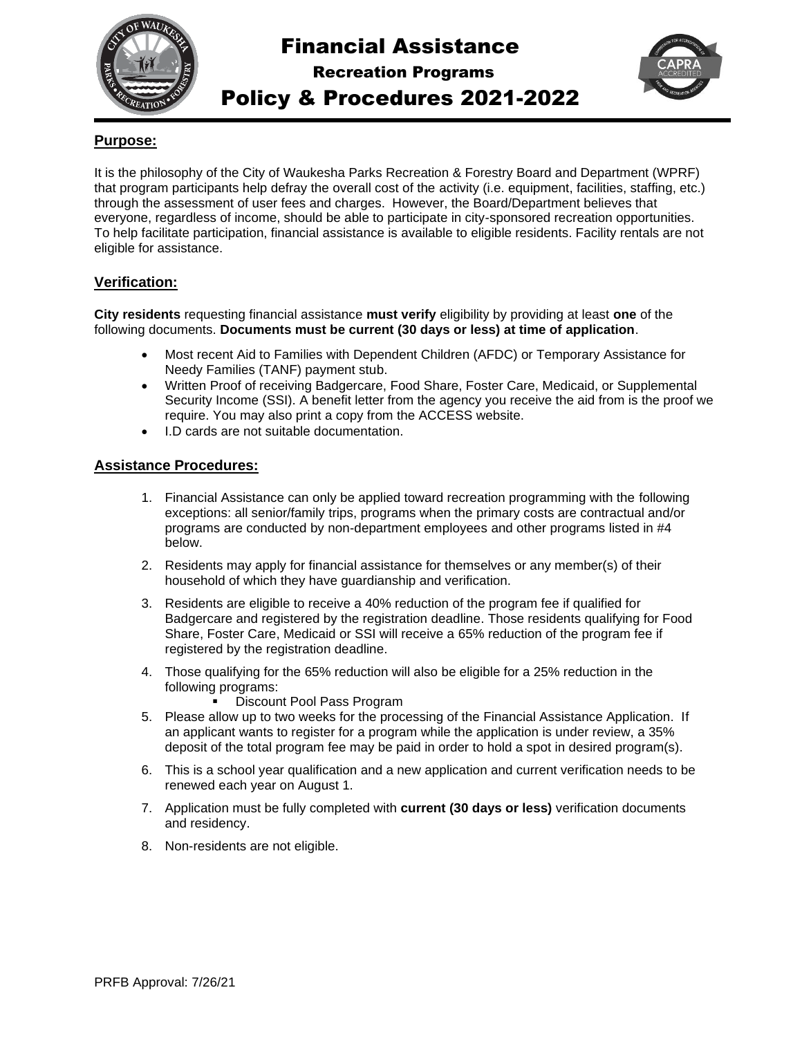# Financial Assistance

## Recreation Programs

## Policy & Procedures 2021-2022

### Purpose:

It is the philosophy of the City of Waukesha Parks Recreation & Forestry Board and Department (WPRF) that program participants help defray the overall cost of the activity (i.e. equipment, facilities, staffing, etc.) through the assessment of user fees and charges. However, the Board/Department believes that everyone, regardless of income, should be able to participate in city-sponsored recreation opportunities. To help facilitate participation, financial assistance is available to eligible residents. Facility rentals are not eligible for assistance.

### Verification:

**City residents** requesting financial assistance **must verify** eligibility by providing at least **one** of the following documents. **Documents must be current (30 days or less) at time of application**.

- Most recent Aid to Families with Dependent Children (AFDC) or Temporary Assistance for Needy Families (TANF) payment stub.
- Written Proof of receiving Badgercare, Food Share, Foster Care, Medicaid, or Supplemental Security Income (SSI). A benefit letter from the agency you receive the aid from is the proof we require. You may also print a copy from the ACCESS website.
- I.D cards are not suitable documentation.

### Assistance Procedures:

1. Financial Assistance can only be applied toward recreation programming with the following exceptions: all senior/family trips, programs when the primary costs are contractual and/or programs are conducted by non-department employees and other programs listed in #4 below.
2. Residents may apply for financial assistance for themselves or any member(s) of their household of which they have guardianship and verification.
3. Residents are eligible to receive a 40% reduction of the program fee if qualified for Badgercare and registered by the registration deadline. Those residents qualifying for Food Share, Foster Care, Medicaid or SSI will receive a 65% reduction of the program fee if registered by the registration deadline.
4. Those qualifying for the 65% reduction will also be eligible for a 25% reduction in the following programs:
   - Discount Pool Pass Program
5. Please allow up to two weeks for the processing of the Financial Assistance Application. If an applicant wants to register for a program while the application is under review, a 35% deposit of the total program fee may be paid in order to hold a spot in desired program(s).
6. This is a school year qualification and a new application and current verification needs to be renewed each year on August 1.
7. Application must be fully completed with **current (30 days or less)** verification documents and residency.
8. Non-residents are not eligible.

PRFB Approval: 7/26/21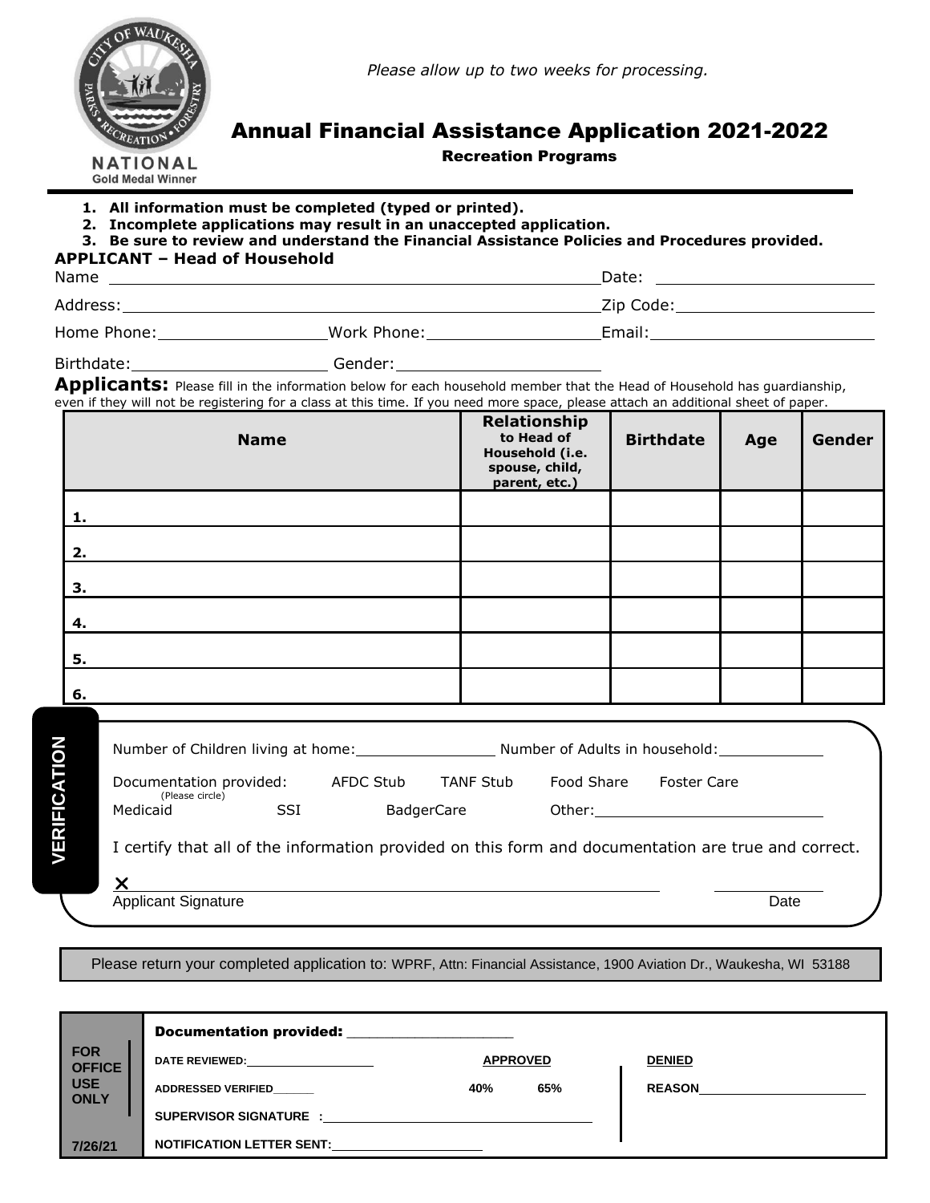*Please allow up to two weeks for processing.*

# Annual Financial Assistance Application 2021-2022

**Recreation Programs**

1. **All information must be completed (typed or printed).**
2. **Incomplete applications may result in an unaccepted application.**
3. **Be sure to review and understand the Financial Assistance Policies and Procedures provided.**

**APPLICANT – Head of Household**

Name ________________________________ Date: ________________

Address: ________________________________ Zip Code: ________________

Home Phone: ______________ Work Phone: ______________ Email: ________________

Birthdate: ______________ Gender: ______________

**Applicants:** Please fill in the information below for each household member that the Head of Household has guardianship, even if they will not be registering for a class at this time. If you need more space, please attach an additional sheet of paper.

| Name | Relationship to Head of Household (i.e. spouse, child, parent, etc.) | Birthdate | Age | Gender |
|---|---|---|---|---|
| 1. | | | | |
| 2. | | | | |
| 3. | | | | |
| 4. | | | | |
| 5. | | | | |
| 6. | | | | |

**VERIFICATION**

Number of Children living at home: ______________ Number of Adults in household: ______________

Documentation provided: (Please circle) AFDC Stub TANF Stub Food Share Foster Care Medicaid SSI BadgerCare Other: ______________

I certify that all of the information provided on this form and documentation are true and correct.

X ________________________________ ______________

Applicant Signature Date

Please return your completed application to: WPRF, Attn: Financial Assistance, 1900 Aviation Dr., Waukesha, WI 53188

**FOR OFFICE USE ONLY**

**Documentation provided:** ______________

DATE REVIEWED: ______________

APPROVED

40% 65%

DENIED

REASON ______________

ADDRESSED VERIFIED______

SUPERVISOR SIGNATURE : ______________

NOTIFICATION LETTER SENT: ______________

7/26/21